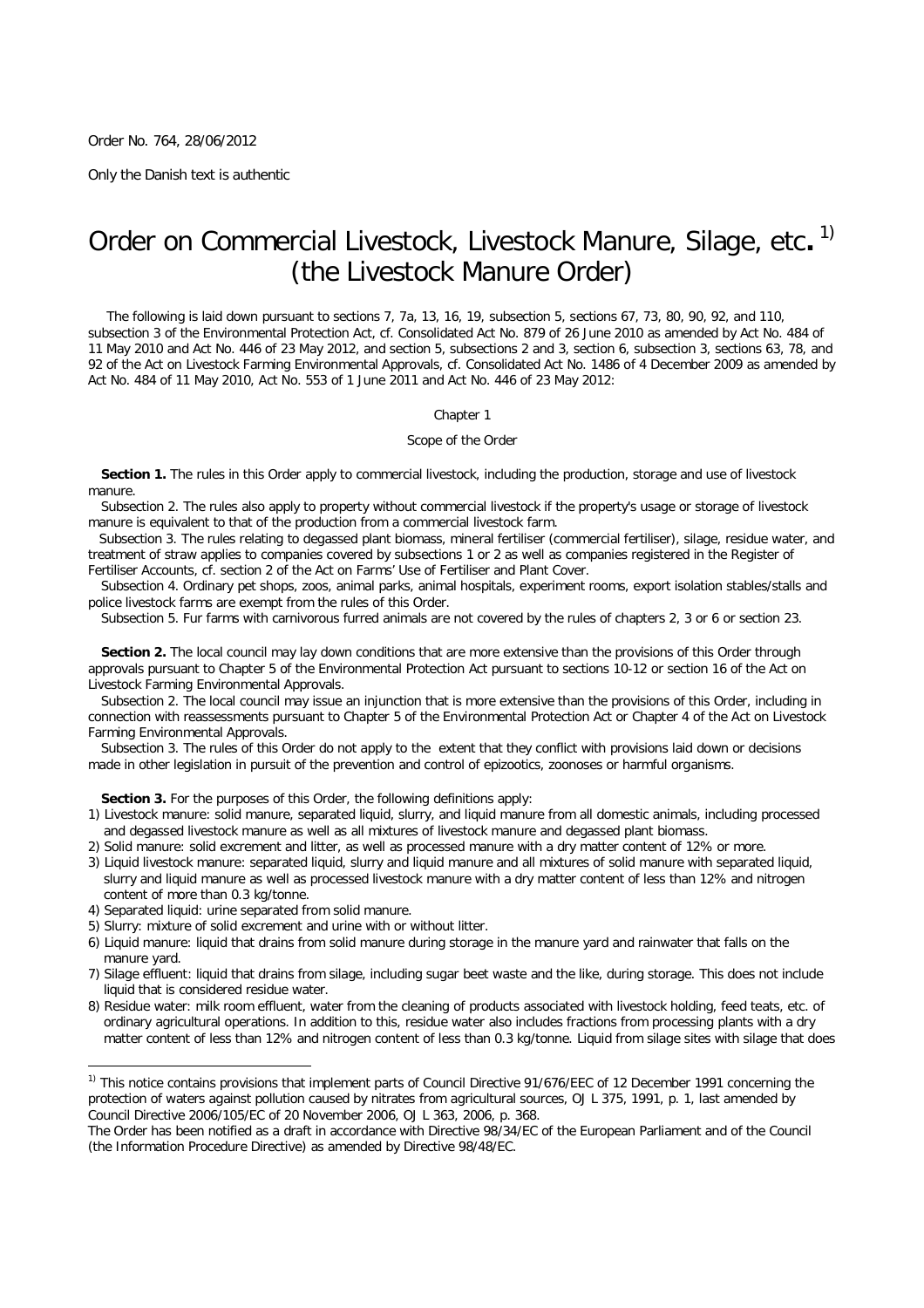Order No. 764, 28/06/2012

Only the Danish text is authentic

# Order on Commercial Livestock, Livestock Manure, Silage, etc.[1] (the Livestock Manure Order)

The following is laid down pursuant to sections 7, 7a, 13, 16, 19, subsection 5, sections 67, 73, 80, 90, 92, and 110, subsection 3 of the Environmental Protection Act, cf. Consolidated Act No. 879 of 26 June 2010 as amended by Act No. 484 of 11 May 2010 and Act No. 446 of 23 May 2012, and section 5, subsections 2 and 3, section 6, subsection 3, sections 63, 78, and 92 of the Act on Livestock Farming Environmental Approvals, cf. Consolidated Act No. 1486 of 4 December 2009 as amended by Act No. 484 of 11 May 2010, Act No. 553 of 1 June 2011 and Act No. 446 of 23 May 2012:

## Chapter 1

### Scope of the Order

**Section 1.** The rules in this Order apply to commercial livestock, including the production, storage and use of livestock manure.

Subsection 2. The rules also apply to property without commercial livestock if the property's usage or storage of livestock manure is equivalent to that of the production from a commercial livestock farm.

Subsection 3. The rules relating to degassed plant biomass, mineral fertiliser (commercial fertiliser), silage, residue water, and treatment of straw applies to companies covered by subsections 1 or 2 as well as companies registered in the Register of Fertiliser Accounts, cf. section 2 of the Act on Farms' Use of Fertiliser and Plant Cover.

Subsection 4. Ordinary pet shops, zoos, animal parks, animal hospitals, experiment rooms, export isolation stables/stalls and police livestock farms are exempt from the rules of this Order.

Subsection 5. Fur farms with carnivorous furred animals are not covered by the rules of chapters 2, 3 or 6 or section 23.

**Section 2.** The local council may lay down conditions that are more extensive than the provisions of this Order through approvals pursuant to Chapter 5 of the Environmental Protection Act pursuant to sections 10-12 or section 16 of the Act on Livestock Farming Environmental Approvals.

Subsection 2. The local council may issue an injunction that is more extensive than the provisions of this Order, including in connection with reassessments pursuant to Chapter 5 of the Environmental Protection Act or Chapter 4 of the Act on Livestock Farming Environmental Approvals.

Subsection 3. The rules of this Order do not apply to the extent that they conflict with provisions laid down or decisions made in other legislation in pursuit of the prevention and control of epizootics, zoonoses or harmful organisms.

**Section 3.** For the purposes of this Order, the following definitions apply:

1) Livestock manure: solid manure, separated liquid, slurry, and liquid manure from all domestic animals, including processed and degassed livestock manure as well as all mixtures of livestock manure and degassed plant biomass.
2) Solid manure: solid excrement and litter, as well as processed manure with a dry matter content of 12% or more.
3) Liquid livestock manure: separated liquid, slurry and liquid manure and all mixtures of solid manure with separated liquid, slurry and liquid manure as well as processed livestock manure with a dry matter content of less than 12% and nitrogen content of more than 0.3 kg/tonne.
4) Separated liquid: urine separated from solid manure.
5) Slurry: mixture of solid excrement and urine with or without litter.
6) Liquid manure: liquid that drains from solid manure during storage in the manure yard and rainwater that falls on the manure yard.
7) Silage effluent: liquid that drains from silage, including sugar beet waste and the like, during storage. This does not include liquid that is considered residue water.
8) Residue water: milk room effluent, water from the cleaning of products associated with livestock holding, feed teats, etc. of ordinary agricultural operations. In addition to this, residue water also includes fractions from processing plants with a dry matter content of less than 12% and nitrogen content of less than 0.3 kg/tonne. Liquid from silage sites with silage that does

[1] This notice contains provisions that implement parts of Council Directive 91/676/EEC of 12 December 1991 concerning the protection of waters against pollution caused by nitrates from agricultural sources, OJ L 375, 1991, p. 1, last amended by Council Directive 2006/105/EC of 20 November 2006, OJ L 363, 2006, p. 368.
The Order has been notified as a draft in accordance with Directive 98/34/EC of the European Parliament and of the Council (the Information Procedure Directive) as amended by Directive 98/48/EC.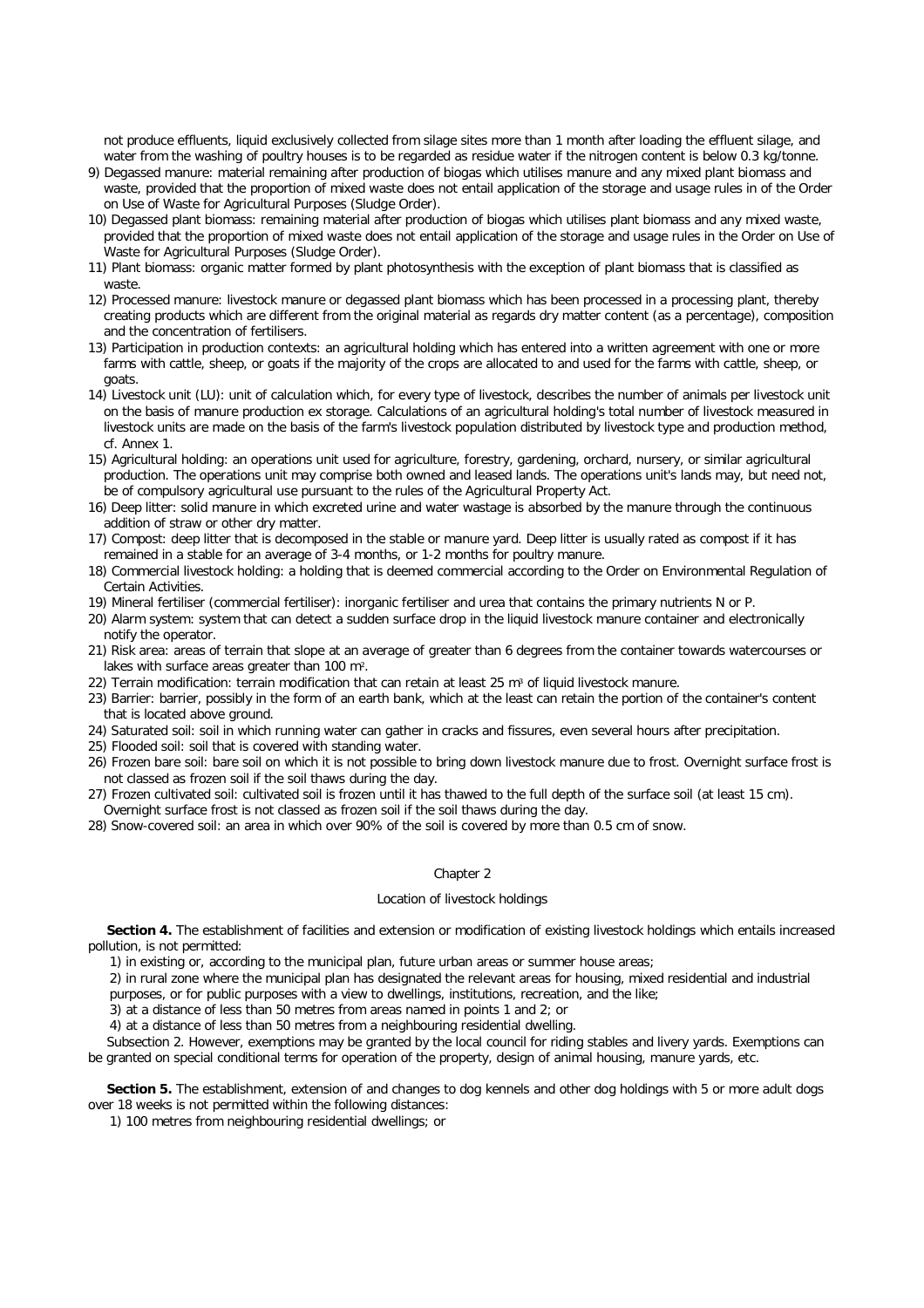not produce effluents, liquid exclusively collected from silage sites more than 1 month after loading the effluent silage, and water from the washing of poultry houses is to be regarded as residue water if the nitrogen content is below 0.3 kg/tonne.

9) Degassed manure: material remaining after production of biogas which utilises manure and any mixed plant biomass and waste, provided that the proportion of mixed waste does not entail application of the storage and usage rules in of the Order on Use of Waste for Agricultural Purposes (Sludge Order).

10) Degassed plant biomass: remaining material after production of biogas which utilises plant biomass and any mixed waste, provided that the proportion of mixed waste does not entail application of the storage and usage rules in the Order on Use of Waste for Agricultural Purposes (Sludge Order).

11) Plant biomass: organic matter formed by plant photosynthesis with the exception of plant biomass that is classified as waste.

12) Processed manure: livestock manure or degassed plant biomass which has been processed in a processing plant, thereby creating products which are different from the original material as regards dry matter content (as a percentage), composition and the concentration of fertilisers.

13) Participation in production contexts: an agricultural holding which has entered into a written agreement with one or more farms with cattle, sheep, or goats if the majority of the crops are allocated to and used for the farms with cattle, sheep, or goats.

14) Livestock unit (LU): unit of calculation which, for every type of livestock, describes the number of animals per livestock unit on the basis of manure production ex storage. Calculations of an agricultural holding's total number of livestock measured in livestock units are made on the basis of the farm's livestock population distributed by livestock type and production method, cf. Annex 1.

15) Agricultural holding: an operations unit used for agriculture, forestry, gardening, orchard, nursery, or similar agricultural production. The operations unit may comprise both owned and leased lands. The operations unit's lands may, but need not, be of compulsory agricultural use pursuant to the rules of the Agricultural Property Act.

16) Deep litter: solid manure in which excreted urine and water wastage is absorbed by the manure through the continuous addition of straw or other dry matter.

17) Compost: deep litter that is decomposed in the stable or manure yard. Deep litter is usually rated as compost if it has remained in a stable for an average of 3-4 months, or 1-2 months for poultry manure.

18) Commercial livestock holding: a holding that is deemed commercial according to the Order on Environmental Regulation of Certain Activities.

19) Mineral fertiliser (commercial fertiliser): inorganic fertiliser and urea that contains the primary nutrients N or P.

20) Alarm system: system that can detect a sudden surface drop in the liquid livestock manure container and electronically notify the operator.

21) Risk area: areas of terrain that slope at an average of greater than 6 degrees from the container towards watercourses or lakes with surface areas greater than 100 m².

22) Terrain modification: terrain modification that can retain at least 25 m³ of liquid livestock manure.

23) Barrier: barrier, possibly in the form of an earth bank, which at the least can retain the portion of the container's content that is located above ground.

24) Saturated soil: soil in which running water can gather in cracks and fissures, even several hours after precipitation.

25) Flooded soil: soil that is covered with standing water.

26) Frozen bare soil: bare soil on which it is not possible to bring down livestock manure due to frost. Overnight surface frost is not classed as frozen soil if the soil thaws during the day.

27) Frozen cultivated soil: cultivated soil is frozen until it has thawed to the full depth of the surface soil (at least 15 cm). Overnight surface frost is not classed as frozen soil if the soil thaws during the day.

28) Snow-covered soil: an area in which over 90% of the soil is covered by more than 0.5 cm of snow.

## Chapter 2

### Location of livestock holdings

**Section 4.** The establishment of facilities and extension or modification of existing livestock holdings which entails increased pollution, is not permitted:

1) in existing or, according to the municipal plan, future urban areas or summer house areas;

2) in rural zone where the municipal plan has designated the relevant areas for housing, mixed residential and industrial purposes, or for public purposes with a view to dwellings, institutions, recreation, and the like;

3) at a distance of less than 50 metres from areas named in points 1 and 2; or

4) at a distance of less than 50 metres from a neighbouring residential dwelling.

Subsection 2. However, exemptions may be granted by the local council for riding stables and livery yards. Exemptions can be granted on special conditional terms for operation of the property, design of animal housing, manure yards, etc.

**Section 5.** The establishment, extension of and changes to dog kennels and other dog holdings with 5 or more adult dogs over 18 weeks is not permitted within the following distances:

1) 100 metres from neighbouring residential dwellings; or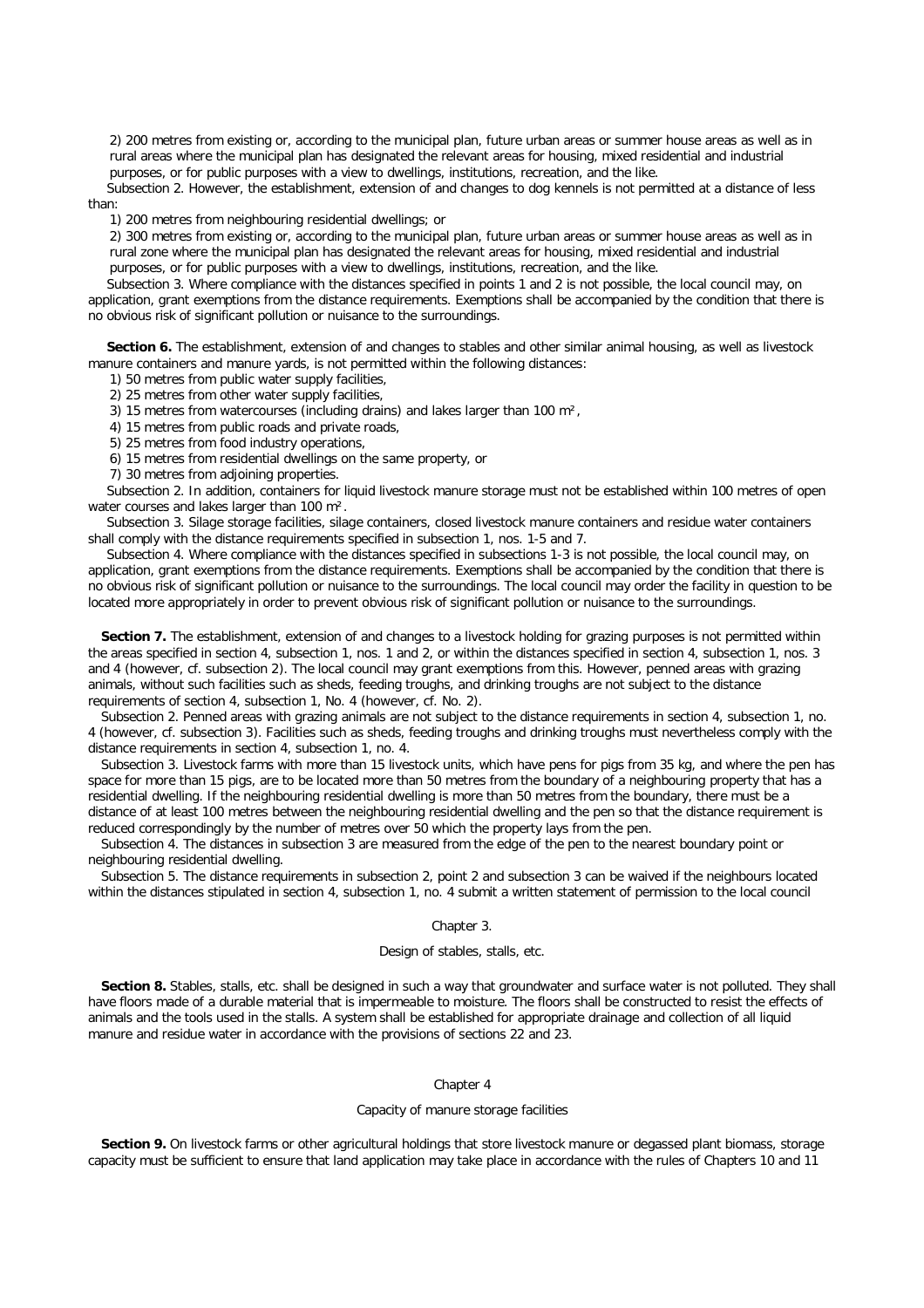2) 200 metres from existing or, according to the municipal plan, future urban areas or summer house areas as well as in rural areas where the municipal plan has designated the relevant areas for housing, mixed residential and industrial purposes, or for public purposes with a view to dwellings, institutions, recreation, and the like.

Subsection 2. However, the establishment, extension of and changes to dog kennels is not permitted at a distance of less than:

1) 200 metres from neighbouring residential dwellings; or

2) 300 metres from existing or, according to the municipal plan, future urban areas or summer house areas as well as in rural zone where the municipal plan has designated the relevant areas for housing, mixed residential and industrial purposes, or for public purposes with a view to dwellings, institutions, recreation, and the like.

Subsection 3. Where compliance with the distances specified in points 1 and 2 is not possible, the local council may, on application, grant exemptions from the distance requirements. Exemptions shall be accompanied by the condition that there is no obvious risk of significant pollution or nuisance to the surroundings.

**Section 6.** The establishment, extension of and changes to stables and other similar animal housing, as well as livestock manure containers and manure yards, is not permitted within the following distances:

1) 50 metres from public water supply facilities,
2) 25 metres from other water supply facilities,
3) 15 metres from watercourses (including drains) and lakes larger than 100 m²,
4) 15 metres from public roads and private roads,
5) 25 metres from food industry operations,
6) 15 metres from residential dwellings on the same property, or
7) 30 metres from adjoining properties.

Subsection 2. In addition, containers for liquid livestock manure storage must not be established within 100 metres of open water courses and lakes larger than 100 m².

Subsection 3. Silage storage facilities, silage containers, closed livestock manure containers and residue water containers shall comply with the distance requirements specified in subsection 1, nos. 1-5 and 7.

Subsection 4. Where compliance with the distances specified in subsections 1-3 is not possible, the local council may, on application, grant exemptions from the distance requirements. Exemptions shall be accompanied by the condition that there is no obvious risk of significant pollution or nuisance to the surroundings. The local council may order the facility in question to be located more appropriately in order to prevent obvious risk of significant pollution or nuisance to the surroundings.

**Section 7.** The establishment, extension of and changes to a livestock holding for grazing purposes is not permitted within the areas specified in section 4, subsection 1, nos. 1 and 2, or within the distances specified in section 4, subsection 1, nos. 3 and 4 (however, cf. subsection 2). The local council may grant exemptions from this. However, penned areas with grazing animals, without such facilities such as sheds, feeding troughs, and drinking troughs are not subject to the distance requirements of section 4, subsection 1, No. 4 (however, cf. No. 2).

Subsection 2. Penned areas with grazing animals are not subject to the distance requirements in section 4, subsection 1, no. 4 (however, cf. subsection 3). Facilities such as sheds, feeding troughs and drinking troughs must nevertheless comply with the distance requirements in section 4, subsection 1, no. 4.

Subsection 3. Livestock farms with more than 15 livestock units, which have pens for pigs from 35 kg, and where the pen has space for more than 15 pigs, are to be located more than 50 metres from the boundary of a neighbouring property that has a residential dwelling. If the neighbouring residential dwelling is more than 50 metres from the boundary, there must be a distance of at least 100 metres between the neighbouring residential dwelling and the pen so that the distance requirement is reduced correspondingly by the number of metres over 50 which the property lays from the pen.

Subsection 4. The distances in subsection 3 are measured from the edge of the pen to the nearest boundary point or neighbouring residential dwelling.

Subsection 5. The distance requirements in subsection 2, point 2 and subsection 3 can be waived if the neighbours located within the distances stipulated in section 4, subsection 1, no. 4 submit a written statement of permission to the local council

## Chapter 3.

### Design of stables, stalls, etc.

**Section 8.** Stables, stalls, etc. shall be designed in such a way that groundwater and surface water is not polluted. They shall have floors made of a durable material that is impermeable to moisture. The floors shall be constructed to resist the effects of animals and the tools used in the stalls. A system shall be established for appropriate drainage and collection of all liquid manure and residue water in accordance with the provisions of sections 22 and 23.

## Chapter 4

### Capacity of manure storage facilities

**Section 9.** On livestock farms or other agricultural holdings that store livestock manure or degassed plant biomass, storage capacity must be sufficient to ensure that land application may take place in accordance with the rules of Chapters 10 and 11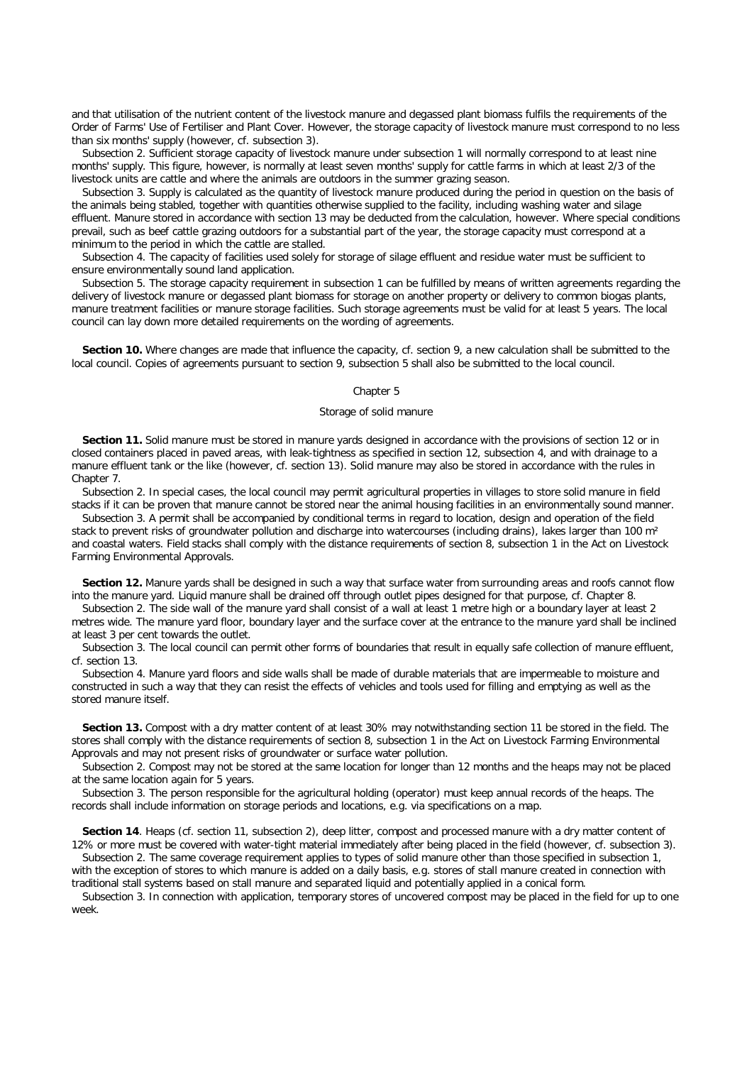and that utilisation of the nutrient content of the livestock manure and degassed plant biomass fulfils the requirements of the Order of Farms' Use of Fertiliser and Plant Cover. However, the storage capacity of livestock manure must correspond to no less than six months' supply (however, cf. subsection 3).

Subsection 2. Sufficient storage capacity of livestock manure under subsection 1 will normally correspond to at least nine months' supply. This figure, however, is normally at least seven months' supply for cattle farms in which at least 2/3 of the livestock units are cattle and where the animals are outdoors in the summer grazing season.

Subsection 3. Supply is calculated as the quantity of livestock manure produced during the period in question on the basis of the animals being stabled, together with quantities otherwise supplied to the facility, including washing water and silage effluent. Manure stored in accordance with section 13 may be deducted from the calculation, however. Where special conditions prevail, such as beef cattle grazing outdoors for a substantial part of the year, the storage capacity must correspond at a minimum to the period in which the cattle are stalled.

Subsection 4. The capacity of facilities used solely for storage of silage effluent and residue water must be sufficient to ensure environmentally sound land application.

Subsection 5. The storage capacity requirement in subsection 1 can be fulfilled by means of written agreements regarding the delivery of livestock manure or degassed plant biomass for storage on another property or delivery to common biogas plants, manure treatment facilities or manure storage facilities. Such storage agreements must be valid for at least 5 years. The local council can lay down more detailed requirements on the wording of agreements.

**Section 10.** Where changes are made that influence the capacity, cf. section 9, a new calculation shall be submitted to the local council. Copies of agreements pursuant to section 9, subsection 5 shall also be submitted to the local council.

## Chapter 5

## Storage of solid manure

**Section 11.** Solid manure must be stored in manure yards designed in accordance with the provisions of section 12 or in closed containers placed in paved areas, with leak-tightness as specified in section 12, subsection 4, and with drainage to a manure effluent tank or the like (however, cf. section 13). Solid manure may also be stored in accordance with the rules in Chapter 7.

Subsection 2. In special cases, the local council may permit agricultural properties in villages to store solid manure in field stacks if it can be proven that manure cannot be stored near the animal housing facilities in an environmentally sound manner.

Subsection 3. A permit shall be accompanied by conditional terms in regard to location, design and operation of the field stack to prevent risks of groundwater pollution and discharge into watercourses (including drains), lakes larger than 100 m² and coastal waters. Field stacks shall comply with the distance requirements of section 8, subsection 1 in the Act on Livestock Farming Environmental Approvals.

**Section 12.** Manure yards shall be designed in such a way that surface water from surrounding areas and roofs cannot flow into the manure yard. Liquid manure shall be drained off through outlet pipes designed for that purpose, cf. Chapter 8.

Subsection 2. The side wall of the manure yard shall consist of a wall at least 1 metre high or a boundary layer at least 2 metres wide. The manure yard floor, boundary layer and the surface cover at the entrance to the manure yard shall be inclined at least 3 per cent towards the outlet.

Subsection 3. The local council can permit other forms of boundaries that result in equally safe collection of manure effluent, cf. section 13.

Subsection 4. Manure yard floors and side walls shall be made of durable materials that are impermeable to moisture and constructed in such a way that they can resist the effects of vehicles and tools used for filling and emptying as well as the stored manure itself.

**Section 13.** Compost with a dry matter content of at least 30% may notwithstanding section 11 be stored in the field. The stores shall comply with the distance requirements of section 8, subsection 1 in the Act on Livestock Farming Environmental Approvals and may not present risks of groundwater or surface water pollution.

Subsection 2. Compost may not be stored at the same location for longer than 12 months and the heaps may not be placed at the same location again for 5 years.

Subsection 3. The person responsible for the agricultural holding (operator) must keep annual records of the heaps. The records shall include information on storage periods and locations, e.g. via specifications on a map.

**Section 14**. Heaps (cf. section 11, subsection 2), deep litter, compost and processed manure with a dry matter content of 12% or more must be covered with water-tight material immediately after being placed in the field (however, cf. subsection 3).

Subsection 2. The same coverage requirement applies to types of solid manure other than those specified in subsection 1, with the exception of stores to which manure is added on a daily basis, e.g. stores of stall manure created in connection with traditional stall systems based on stall manure and separated liquid and potentially applied in a conical form.

Subsection 3. In connection with application, temporary stores of uncovered compost may be placed in the field for up to one week.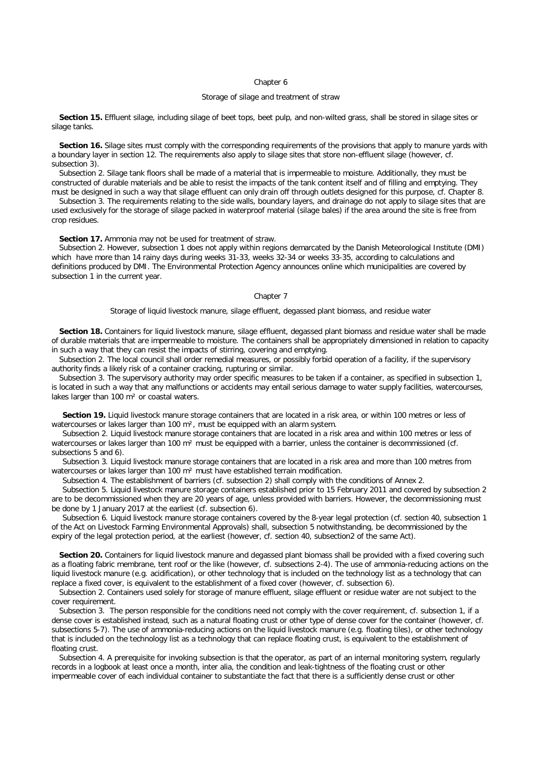## Chapter 6

### Storage of silage and treatment of straw

**Section 15.** Effluent silage, including silage of beet tops, beet pulp, and non-wilted grass, shall be stored in silage sites or silage tanks.

**Section 16.** Silage sites must comply with the corresponding requirements of the provisions that apply to manure yards with a boundary layer in section 12. The requirements also apply to silage sites that store non-effluent silage (however, cf. subsection 3).

Subsection 2. Silage tank floors shall be made of a material that is impermeable to moisture. Additionally, they must be constructed of durable materials and be able to resist the impacts of the tank content itself and of filling and emptying. They must be designed in such a way that silage effluent can only drain off through outlets designed for this purpose, cf. Chapter 8.

Subsection 3. The requirements relating to the side walls, boundary layers, and drainage do not apply to silage sites that are used exclusively for the storage of silage packed in waterproof material (silage bales) if the area around the site is free from crop residues.

**Section 17.** Ammonia may not be used for treatment of straw.

Subsection 2. However, subsection 1 does not apply within regions demarcated by the Danish Meteorological Institute (DMI) which have more than 14 rainy days during weeks 31-33, weeks 32-34 or weeks 33-35, according to calculations and definitions produced by DMI. The Environmental Protection Agency announces online which municipalities are covered by subsection 1 in the current year.

## Chapter 7

### Storage of liquid livestock manure, silage effluent, degassed plant biomass, and residue water

**Section 18.** Containers for liquid livestock manure, silage effluent, degassed plant biomass and residue water shall be made of durable materials that are impermeable to moisture. The containers shall be appropriately dimensioned in relation to capacity in such a way that they can resist the impacts of stirring, covering and emptying.

Subsection 2. The local council shall order remedial measures, or possibly forbid operation of a facility, if the supervisory authority finds a likely risk of a container cracking, rupturing or similar.

Subsection 3. The supervisory authority may order specific measures to be taken if a container, as specified in subsection 1, is located in such a way that any malfunctions or accidents may entail serious damage to water supply facilities, watercourses, lakes larger than 100 m² or coastal waters.

**Section 19.** Liquid livestock manure storage containers that are located in a risk area, or within 100 metres or less of watercourses or lakes larger than 100 m², must be equipped with an alarm system.

Subsection 2. Liquid livestock manure storage containers that are located in a risk area and within 100 metres or less of watercourses or lakes larger than 100 m² must be equipped with a barrier, unless the container is decommissioned (cf. subsections 5 and 6).

Subsection 3. Liquid livestock manure storage containers that are located in a risk area and more than 100 metres from watercourses or lakes larger than 100 m² must have established terrain modification.

Subsection 4. The establishment of barriers (cf. subsection 2) shall comply with the conditions of Annex 2.

Subsection 5. Liquid livestock manure storage containers established prior to 15 February 2011 and covered by subsection 2 are to be decommissioned when they are 20 years of age, unless provided with barriers. However, the decommissioning must be done by 1 January 2017 at the earliest (cf. subsection 6).

Subsection 6. Liquid livestock manure storage containers covered by the 8-year legal protection (cf. section 40, subsection 1 of the Act on Livestock Farming Environmental Approvals) shall, subsection 5 notwithstanding, be decommissioned by the expiry of the legal protection period, at the earliest (however, cf. section 40, subsection2 of the same Act).

**Section 20.** Containers for liquid livestock manure and degassed plant biomass shall be provided with a fixed covering such as a floating fabric membrane, tent roof or the like (however, cf. subsections 2-4). The use of ammonia-reducing actions on the liquid livestock manure (e.g. acidification), or other technology that is included on the technology list as a technology that can replace a fixed cover, is equivalent to the establishment of a fixed cover (however, cf. subsection 6).

Subsection 2. Containers used solely for storage of manure effluent, silage effluent or residue water are not subject to the cover requirement.

Subsection 3. The person responsible for the conditions need not comply with the cover requirement, cf. subsection 1, if a dense cover is established instead, such as a natural floating crust or other type of dense cover for the container (however, cf. subsections 5-7). The use of ammonia-reducing actions on the liquid livestock manure (e.g. floating tiles), or other technology that is included on the technology list as a technology that can replace floating crust, is equivalent to the establishment of floating crust.

Subsection 4. A prerequisite for invoking subsection is that the operator, as part of an internal monitoring system, regularly records in a logbook at least once a month, inter alia, the condition and leak-tightness of the floating crust or other impermeable cover of each individual container to substantiate the fact that there is a sufficiently dense crust or other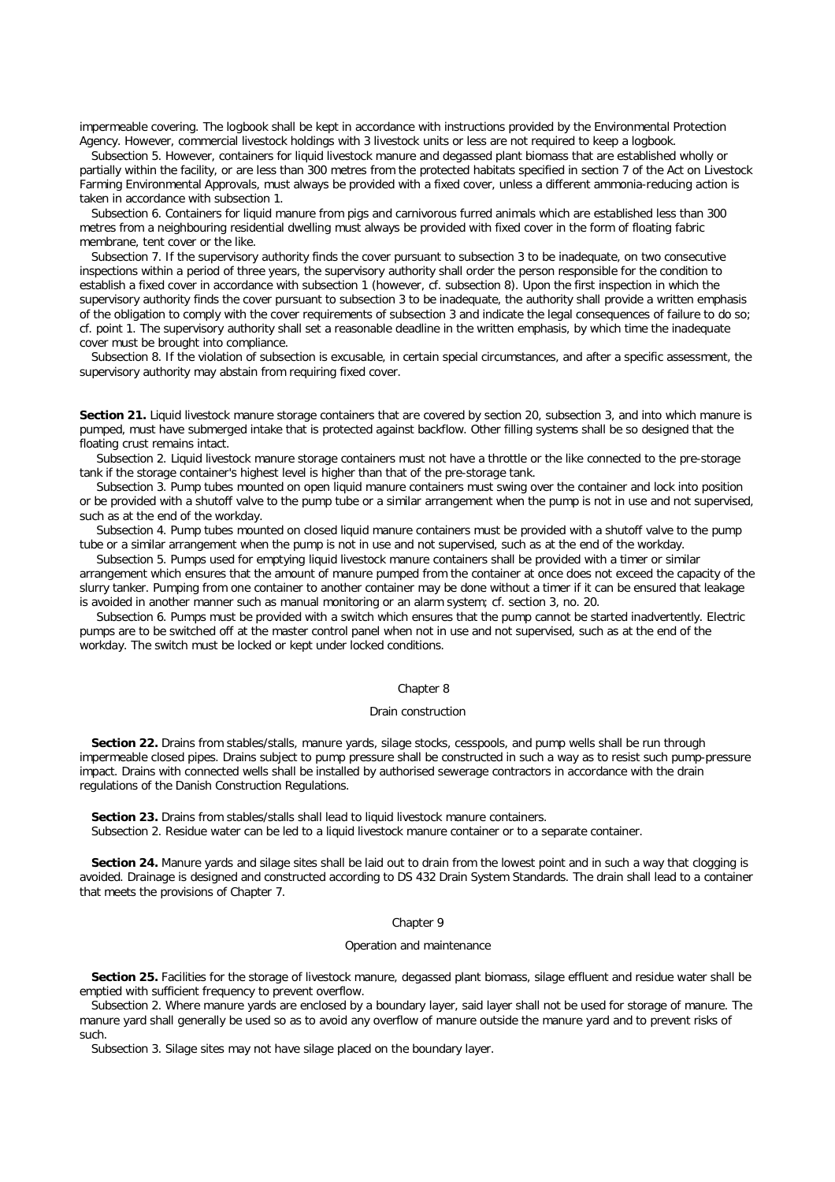impermeable covering. The logbook shall be kept in accordance with instructions provided by the Environmental Protection Agency. However, commercial livestock holdings with 3 livestock units or less are not required to keep a logbook.

Subsection 5. However, containers for liquid livestock manure and degassed plant biomass that are established wholly or partially within the facility, or are less than 300 metres from the protected habitats specified in section 7 of the Act on Livestock Farming Environmental Approvals, must always be provided with a fixed cover, unless a different ammonia-reducing action is taken in accordance with subsection 1.

Subsection 6. Containers for liquid manure from pigs and carnivorous furred animals which are established less than 300 metres from a neighbouring residential dwelling must always be provided with fixed cover in the form of floating fabric membrane, tent cover or the like.

Subsection 7. If the supervisory authority finds the cover pursuant to subsection 3 to be inadequate, on two consecutive inspections within a period of three years, the supervisory authority shall order the person responsible for the condition to establish a fixed cover in accordance with subsection 1 (however, cf. subsection 8). Upon the first inspection in which the supervisory authority finds the cover pursuant to subsection 3 to be inadequate, the authority shall provide a written emphasis of the obligation to comply with the cover requirements of subsection 3 and indicate the legal consequences of failure to do so; cf. point 1. The supervisory authority shall set a reasonable deadline in the written emphasis, by which time the inadequate cover must be brought into compliance.

Subsection 8. If the violation of subsection is excusable, in certain special circumstances, and after a specific assessment, the supervisory authority may abstain from requiring fixed cover.

**Section 21.** Liquid livestock manure storage containers that are covered by section 20, subsection 3, and into which manure is pumped, must have submerged intake that is protected against backflow. Other filling systems shall be so designed that the floating crust remains intact.

Subsection 2. Liquid livestock manure storage containers must not have a throttle or the like connected to the pre-storage tank if the storage container's highest level is higher than that of the pre-storage tank.

Subsection 3. Pump tubes mounted on open liquid manure containers must swing over the container and lock into position or be provided with a shutoff valve to the pump tube or a similar arrangement when the pump is not in use and not supervised, such as at the end of the workday.

Subsection 4. Pump tubes mounted on closed liquid manure containers must be provided with a shutoff valve to the pump tube or a similar arrangement when the pump is not in use and not supervised, such as at the end of the workday.

Subsection 5. Pumps used for emptying liquid livestock manure containers shall be provided with a timer or similar arrangement which ensures that the amount of manure pumped from the container at once does not exceed the capacity of the slurry tanker. Pumping from one container to another container may be done without a timer if it can be ensured that leakage is avoided in another manner such as manual monitoring or an alarm system; cf. section 3, no. 20.

Subsection 6. Pumps must be provided with a switch which ensures that the pump cannot be started inadvertently. Electric pumps are to be switched off at the master control panel when not in use and not supervised, such as at the end of the workday. The switch must be locked or kept under locked conditions.

## Chapter 8

### Drain construction

**Section 22.** Drains from stables/stalls, manure yards, silage stocks, cesspools, and pump wells shall be run through impermeable closed pipes. Drains subject to pump pressure shall be constructed in such a way as to resist such pump-pressure impact. Drains with connected wells shall be installed by authorised sewerage contractors in accordance with the drain regulations of the Danish Construction Regulations.

**Section 23.** Drains from stables/stalls shall lead to liquid livestock manure containers.

Subsection 2. Residue water can be led to a liquid livestock manure container or to a separate container.

**Section 24.** Manure yards and silage sites shall be laid out to drain from the lowest point and in such a way that clogging is avoided. Drainage is designed and constructed according to DS 432 Drain System Standards. The drain shall lead to a container that meets the provisions of Chapter 7.

## Chapter 9

### Operation and maintenance

**Section 25.** Facilities for the storage of livestock manure, degassed plant biomass, silage effluent and residue water shall be emptied with sufficient frequency to prevent overflow.

Subsection 2. Where manure yards are enclosed by a boundary layer, said layer shall not be used for storage of manure. The manure yard shall generally be used so as to avoid any overflow of manure outside the manure yard and to prevent risks of such.

Subsection 3. Silage sites may not have silage placed on the boundary layer.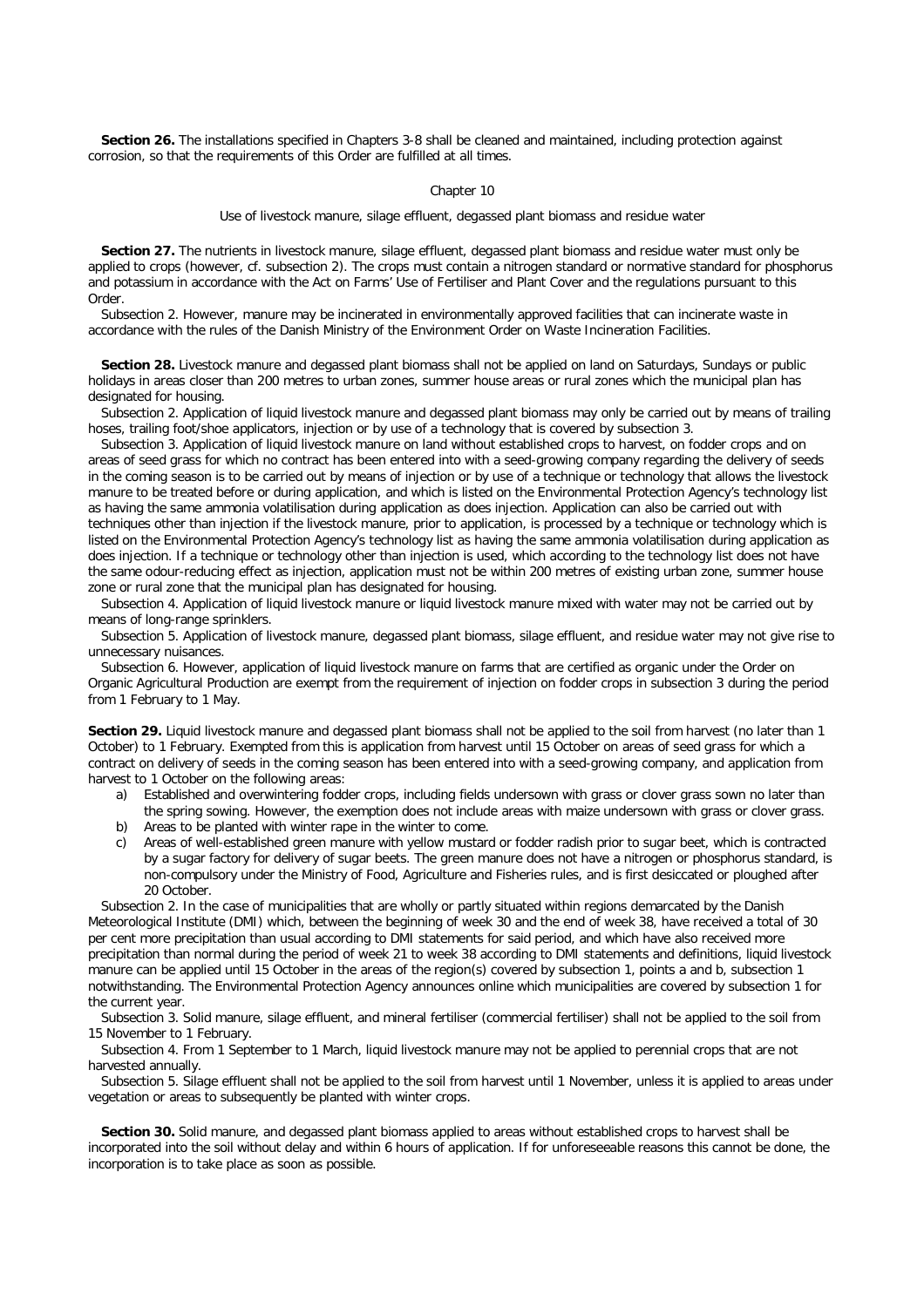**Section 26.** The installations specified in Chapters 3-8 shall be cleaned and maintained, including protection against corrosion, so that the requirements of this Order are fulfilled at all times.

## Chapter 10

### Use of livestock manure, silage effluent, degassed plant biomass and residue water

**Section 27.** The nutrients in livestock manure, silage effluent, degassed plant biomass and residue water must only be applied to crops (however, cf. subsection 2). The crops must contain a nitrogen standard or normative standard for phosphorus and potassium in accordance with the Act on Farms' Use of Fertiliser and Plant Cover and the regulations pursuant to this Order.

Subsection 2. However, manure may be incinerated in environmentally approved facilities that can incinerate waste in accordance with the rules of the Danish Ministry of the Environment Order on Waste Incineration Facilities.

**Section 28.** Livestock manure and degassed plant biomass shall not be applied on land on Saturdays, Sundays or public holidays in areas closer than 200 metres to urban zones, summer house areas or rural zones which the municipal plan has designated for housing.

Subsection 2. Application of liquid livestock manure and degassed plant biomass may only be carried out by means of trailing hoses, trailing foot/shoe applicators, injection or by use of a technology that is covered by subsection 3.

Subsection 3. Application of liquid livestock manure on land without established crops to harvest, on fodder crops and on areas of seed grass for which no contract has been entered into with a seed-growing company regarding the delivery of seeds in the coming season is to be carried out by means of injection or by use of a technique or technology that allows the livestock manure to be treated before or during application, and which is listed on the Environmental Protection Agency's technology list as having the same ammonia volatilisation during application as does injection. Application can also be carried out with techniques other than injection if the livestock manure, prior to application, is processed by a technique or technology which is listed on the Environmental Protection Agency's technology list as having the same ammonia volatilisation during application as does injection. If a technique or technology other than injection is used, which according to the technology list does not have the same odour-reducing effect as injection, application must not be within 200 metres of existing urban zone, summer house zone or rural zone that the municipal plan has designated for housing.

Subsection 4. Application of liquid livestock manure or liquid livestock manure mixed with water may not be carried out by means of long-range sprinklers.

Subsection 5. Application of livestock manure, degassed plant biomass, silage effluent, and residue water may not give rise to unnecessary nuisances.

Subsection 6. However, application of liquid livestock manure on farms that are certified as organic under the Order on Organic Agricultural Production are exempt from the requirement of injection on fodder crops in subsection 3 during the period from 1 February to 1 May.

**Section 29.** Liquid livestock manure and degassed plant biomass shall not be applied to the soil from harvest (no later than 1 October) to 1 February. Exempted from this is application from harvest until 15 October on areas of seed grass for which a contract on delivery of seeds in the coming season has been entered into with a seed-growing company, and application from harvest to 1 October on the following areas:

a) Established and overwintering fodder crops, including fields undersown with grass or clover grass sown no later than the spring sowing. However, the exemption does not include areas with maize undersown with grass or clover grass.
b) Areas to be planted with winter rape in the winter to come.
c) Areas of well-established green manure with yellow mustard or fodder radish prior to sugar beet, which is contracted by a sugar factory for delivery of sugar beets. The green manure does not have a nitrogen or phosphorus standard, is non-compulsory under the Ministry of Food, Agriculture and Fisheries rules, and is first desiccated or ploughed after 20 October.

Subsection 2. In the case of municipalities that are wholly or partly situated within regions demarcated by the Danish Meteorological Institute (DMI) which, between the beginning of week 30 and the end of week 38, have received a total of 30 per cent more precipitation than usual according to DMI statements for said period, and which have also received more precipitation than normal during the period of week 21 to week 38 according to DMI statements and definitions, liquid livestock manure can be applied until 15 October in the areas of the region(s) covered by subsection 1, points a and b, subsection 1 notwithstanding. The Environmental Protection Agency announces online which municipalities are covered by subsection 1 for the current year.

Subsection 3. Solid manure, silage effluent, and mineral fertiliser (commercial fertiliser) shall not be applied to the soil from 15 November to 1 February.

Subsection 4. From 1 September to 1 March, liquid livestock manure may not be applied to perennial crops that are not harvested annually.

Subsection 5. Silage effluent shall not be applied to the soil from harvest until 1 November, unless it is applied to areas under vegetation or areas to subsequently be planted with winter crops.

**Section 30.** Solid manure, and degassed plant biomass applied to areas without established crops to harvest shall be incorporated into the soil without delay and within 6 hours of application. If for unforeseeable reasons this cannot be done, the incorporation is to take place as soon as possible.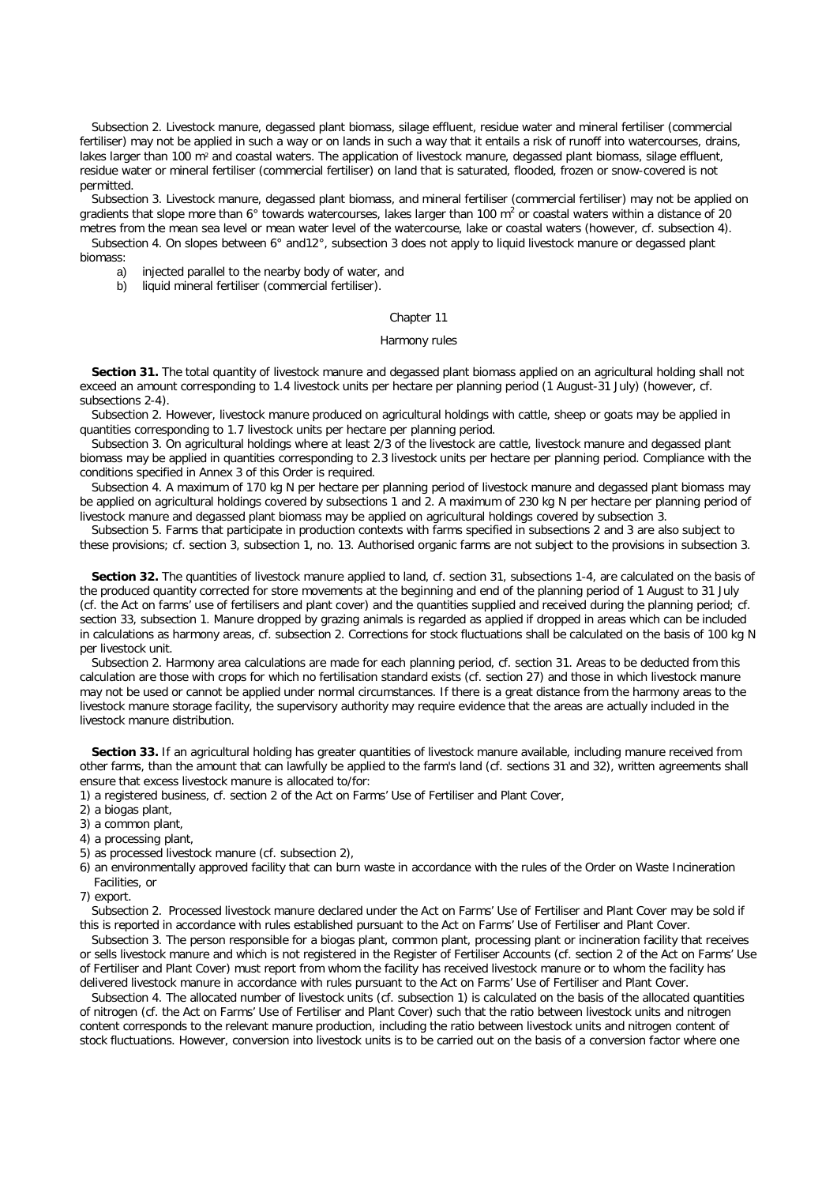Subsection 2. Livestock manure, degassed plant biomass, silage effluent, residue water and mineral fertiliser (commercial fertiliser) may not be applied in such a way or on lands in such a way that it entails a risk of runoff into watercourses, drains, lakes larger than 100 $m^2$ and coastal waters. The application of livestock manure, degassed plant biomass, silage effluent, residue water or mineral fertiliser (commercial fertiliser) on land that is saturated, flooded, frozen or snow-covered is not permitted.

Subsection 3. Livestock manure, degassed plant biomass, and mineral fertiliser (commercial fertiliser) may not be applied on gradients that slope more than 6° towards watercourses, lakes larger than 100 $m^2$ or coastal waters within a distance of 20 metres from the mean sea level or mean water level of the watercourse, lake or coastal waters (however, cf. subsection 4).

Subsection 4. On slopes between 6° and12°, subsection 3 does not apply to liquid livestock manure or degassed plant biomass:

a) injected parallel to the nearby body of water, and
b) liquid mineral fertiliser (commercial fertiliser).

## Chapter 11

### Harmony rules

**Section 31.** The total quantity of livestock manure and degassed plant biomass applied on an agricultural holding shall not exceed an amount corresponding to 1.4 livestock units per hectare per planning period (1 August-31 July) (however, cf. subsections 2-4).

Subsection 2. However, livestock manure produced on agricultural holdings with cattle, sheep or goats may be applied in quantities corresponding to 1.7 livestock units per hectare per planning period.

Subsection 3. On agricultural holdings where at least 2/3 of the livestock are cattle, livestock manure and degassed plant biomass may be applied in quantities corresponding to 2.3 livestock units per hectare per planning period. Compliance with the conditions specified in Annex 3 of this Order is required.

Subsection 4. A maximum of 170 kg N per hectare per planning period of livestock manure and degassed plant biomass may be applied on agricultural holdings covered by subsections 1 and 2. A maximum of 230 kg N per hectare per planning period of livestock manure and degassed plant biomass may be applied on agricultural holdings covered by subsection 3.

Subsection 5. Farms that participate in production contexts with farms specified in subsections 2 and 3 are also subject to these provisions; cf. section 3, subsection 1, no. 13. Authorised organic farms are not subject to the provisions in subsection 3.

**Section 32.** The quantities of livestock manure applied to land, cf. section 31, subsections 1-4, are calculated on the basis of the produced quantity corrected for store movements at the beginning and end of the planning period of 1 August to 31 July (cf. the Act on farms' use of fertilisers and plant cover) and the quantities supplied and received during the planning period; cf. section 33, subsection 1. Manure dropped by grazing animals is regarded as applied if dropped in areas which can be included in calculations as harmony areas, cf. subsection 2. Corrections for stock fluctuations shall be calculated on the basis of 100 kg N per livestock unit.

Subsection 2. Harmony area calculations are made for each planning period, cf. section 31. Areas to be deducted from this calculation are those with crops for which no fertilisation standard exists (cf. section 27) and those in which livestock manure may not be used or cannot be applied under normal circumstances. If there is a great distance from the harmony areas to the livestock manure storage facility, the supervisory authority may require evidence that the areas are actually included in the livestock manure distribution.

**Section 33.** If an agricultural holding has greater quantities of livestock manure available, including manure received from other farms, than the amount that can lawfully be applied to the farm's land (cf. sections 31 and 32), written agreements shall ensure that excess livestock manure is allocated to/for:

1) a registered business, cf. section 2 of the Act on Farms' Use of Fertiliser and Plant Cover,
2) a biogas plant,
3) a common plant,
4) a processing plant,
5) as processed livestock manure (cf. subsection 2),
6) an environmentally approved facility that can burn waste in accordance with the rules of the Order on Waste Incineration Facilities, or
7) export.

Subsection 2. Processed livestock manure declared under the Act on Farms' Use of Fertiliser and Plant Cover may be sold if this is reported in accordance with rules established pursuant to the Act on Farms' Use of Fertiliser and Plant Cover.

Subsection 3. The person responsible for a biogas plant, common plant, processing plant or incineration facility that receives or sells livestock manure and which is not registered in the Register of Fertiliser Accounts (cf. section 2 of the Act on Farms' Use of Fertiliser and Plant Cover) must report from whom the facility has received livestock manure or to whom the facility has delivered livestock manure in accordance with rules pursuant to the Act on Farms' Use of Fertiliser and Plant Cover.

Subsection 4. The allocated number of livestock units (cf. subsection 1) is calculated on the basis of the allocated quantities of nitrogen (cf. the Act on Farms' Use of Fertiliser and Plant Cover) such that the ratio between livestock units and nitrogen content corresponds to the relevant manure production, including the ratio between livestock units and nitrogen content of stock fluctuations. However, conversion into livestock units is to be carried out on the basis of a conversion factor where one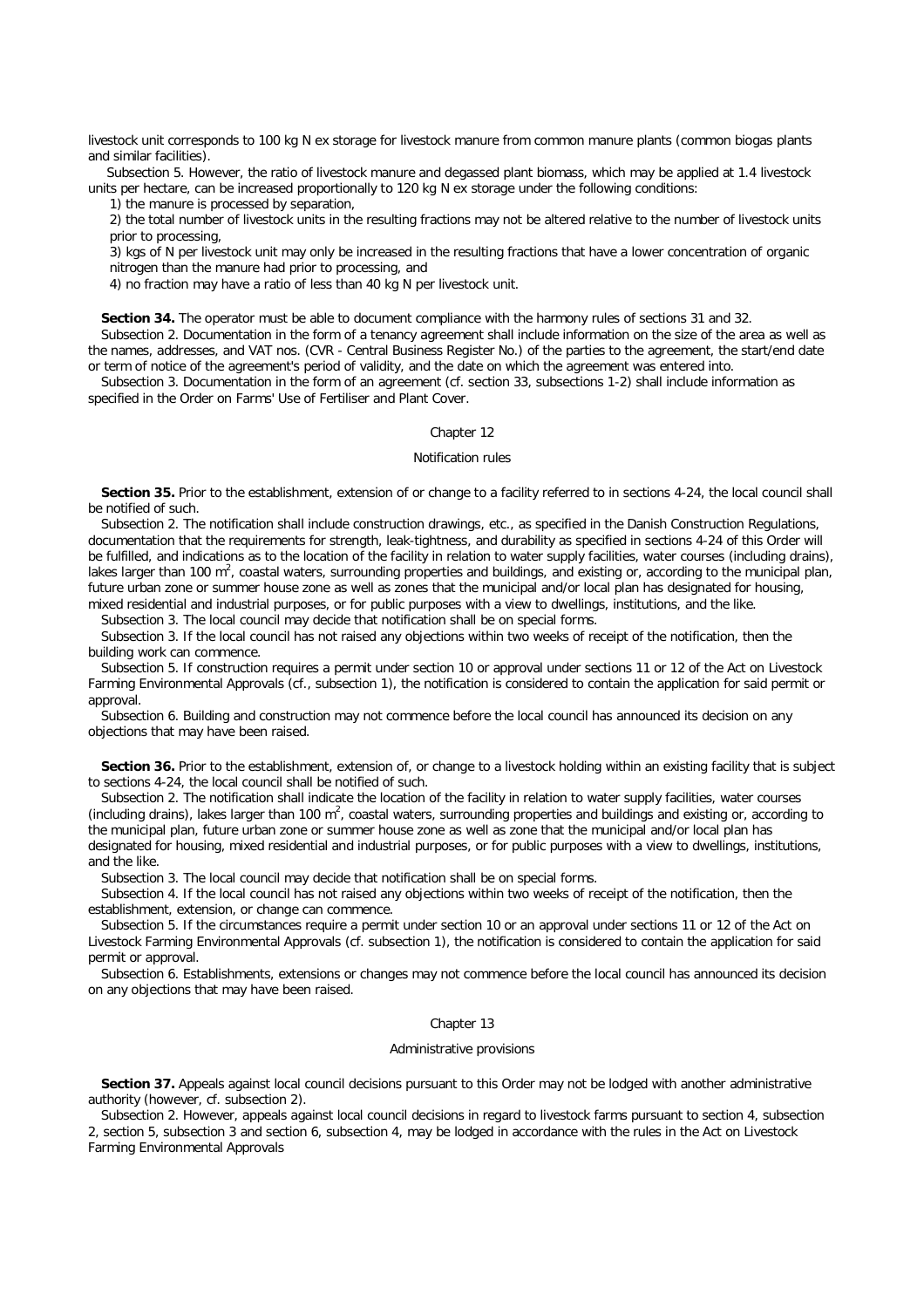livestock unit corresponds to 100 kg N ex storage for livestock manure from common manure plants (common biogas plants and similar facilities).

Subsection 5. However, the ratio of livestock manure and degassed plant biomass, which may be applied at 1.4 livestock units per hectare, can be increased proportionally to 120 kg N ex storage under the following conditions:

1) the manure is processed by separation,

2) the total number of livestock units in the resulting fractions may not be altered relative to the number of livestock units prior to processing,

3) kgs of N per livestock unit may only be increased in the resulting fractions that have a lower concentration of organic nitrogen than the manure had prior to processing, and

4) no fraction may have a ratio of less than 40 kg N per livestock unit.

**Section 34.** The operator must be able to document compliance with the harmony rules of sections 31 and 32.

Subsection 2. Documentation in the form of a tenancy agreement shall include information on the size of the area as well as the names, addresses, and VAT nos. (CVR - Central Business Register No.) of the parties to the agreement, the start/end date or term of notice of the agreement's period of validity, and the date on which the agreement was entered into.

Subsection 3. Documentation in the form of an agreement (cf. section 33, subsections 1-2) shall include information as specified in the Order on Farms' Use of Fertiliser and Plant Cover.

## Chapter 12

### Notification rules

**Section 35.** Prior to the establishment, extension of or change to a facility referred to in sections 4-24, the local council shall be notified of such.

Subsection 2. The notification shall include construction drawings, etc., as specified in the Danish Construction Regulations, documentation that the requirements for strength, leak-tightness, and durability as specified in sections 4-24 of this Order will be fulfilled, and indications as to the location of the facility in relation to water supply facilities, water courses (including drains), lakes larger than 100 m$^2$, coastal waters, surrounding properties and buildings, and existing or, according to the municipal plan, future urban zone or summer house zone as well as zones that the municipal and/or local plan has designated for housing, mixed residential and industrial purposes, or for public purposes with a view to dwellings, institutions, and the like.

Subsection 3. The local council may decide that notification shall be on special forms.

Subsection 3. If the local council has not raised any objections within two weeks of receipt of the notification, then the building work can commence.

Subsection 5. If construction requires a permit under section 10 or approval under sections 11 or 12 of the Act on Livestock Farming Environmental Approvals (cf., subsection 1), the notification is considered to contain the application for said permit or approval.

Subsection 6. Building and construction may not commence before the local council has announced its decision on any objections that may have been raised.

**Section 36.** Prior to the establishment, extension of, or change to a livestock holding within an existing facility that is subject to sections 4-24, the local council shall be notified of such.

Subsection 2. The notification shall indicate the location of the facility in relation to water supply facilities, water courses (including drains), lakes larger than 100 m$^2$, coastal waters, surrounding properties and buildings and existing or, according to the municipal plan, future urban zone or summer house zone as well as zone that the municipal and/or local plan has designated for housing, mixed residential and industrial purposes, or for public purposes with a view to dwellings, institutions, and the like.

Subsection 3. The local council may decide that notification shall be on special forms.

Subsection 4. If the local council has not raised any objections within two weeks of receipt of the notification, then the establishment, extension, or change can commence.

Subsection 5. If the circumstances require a permit under section 10 or an approval under sections 11 or 12 of the Act on Livestock Farming Environmental Approvals (cf. subsection 1), the notification is considered to contain the application for said permit or approval.

Subsection 6. Establishments, extensions or changes may not commence before the local council has announced its decision on any objections that may have been raised.

## Chapter 13

### Administrative provisions

**Section 37.** Appeals against local council decisions pursuant to this Order may not be lodged with another administrative authority (however, cf. subsection 2).

Subsection 2. However, appeals against local council decisions in regard to livestock farms pursuant to section 4, subsection 2, section 5, subsection 3 and section 6, subsection 4, may be lodged in accordance with the rules in the Act on Livestock Farming Environmental Approvals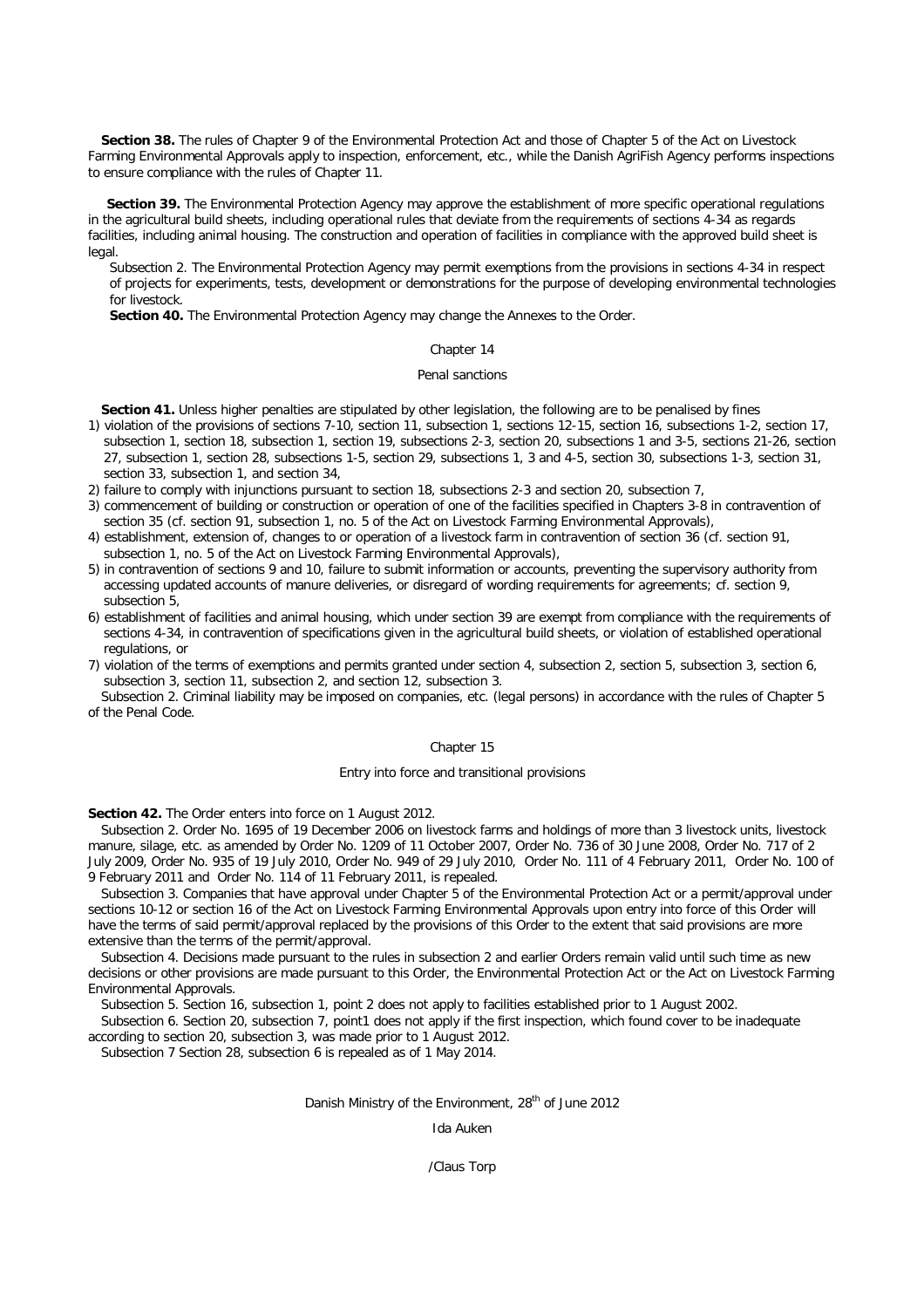**Section 38.** The rules of Chapter 9 of the Environmental Protection Act and those of Chapter 5 of the Act on Livestock Farming Environmental Approvals apply to inspection, enforcement, etc., while the Danish AgriFish Agency performs inspections to ensure compliance with the rules of Chapter 11.

**Section 39.** The Environmental Protection Agency may approve the establishment of more specific operational regulations in the agricultural build sheets, including operational rules that deviate from the requirements of sections 4-34 as regards facilities, including animal housing. The construction and operation of facilities in compliance with the approved build sheet is legal.

Subsection 2. The Environmental Protection Agency may permit exemptions from the provisions in sections 4-34 in respect of projects for experiments, tests, development or demonstrations for the purpose of developing environmental technologies for livestock.

**Section 40.** The Environmental Protection Agency may change the Annexes to the Order.

## Chapter 14

### Penal sanctions

**Section 41.** Unless higher penalties are stipulated by other legislation, the following are to be penalised by fines

1) violation of the provisions of sections 7-10, section 11, subsection 1, sections 12-15, section 16, subsections 1-2, section 17, subsection 1, section 18, subsection 1, section 19, subsections 2-3, section 20, subsections 1 and 3-5, sections 21-26, section 27, subsection 1, section 28, subsections 1-5, section 29, subsections 1, 3 and 4-5, section 30, subsections 1-3, section 31, section 33, subsection 1, and section 34,
2) failure to comply with injunctions pursuant to section 18, subsections 2-3 and section 20, subsection 7,
3) commencement of building or construction or operation of one of the facilities specified in Chapters 3-8 in contravention of section 35 (cf. section 91, subsection 1, no. 5 of the Act on Livestock Farming Environmental Approvals),
4) establishment, extension of, changes to or operation of a livestock farm in contravention of section 36 (cf. section 91, subsection 1, no. 5 of the Act on Livestock Farming Environmental Approvals),
5) in contravention of sections 9 and 10, failure to submit information or accounts, preventing the supervisory authority from accessing updated accounts of manure deliveries, or disregard of wording requirements for agreements; cf. section 9, subsection 5,
6) establishment of facilities and animal housing, which under section 39 are exempt from compliance with the requirements of sections 4-34, in contravention of specifications given in the agricultural build sheets, or violation of established operational regulations, or
7) violation of the terms of exemptions and permits granted under section 4, subsection 2, section 5, subsection 3, section 6, subsection 3, section 11, subsection 2, and section 12, subsection 3.

Subsection 2. Criminal liability may be imposed on companies, etc. (legal persons) in accordance with the rules of Chapter 5 of the Penal Code.

## Chapter 15

### Entry into force and transitional provisions

**Section 42.** The Order enters into force on 1 August 2012.

Subsection 2. Order No. 1695 of 19 December 2006 on livestock farms and holdings of more than 3 livestock units, livestock manure, silage, etc. as amended by Order No. 1209 of 11 October 2007, Order No. 736 of 30 June 2008, Order No. 717 of 2 July 2009, Order No. 935 of 19 July 2010, Order No. 949 of 29 July 2010, Order No. 111 of 4 February 2011, Order No. 100 of 9 February 2011 and Order No. 114 of 11 February 2011, is repealed.

Subsection 3. Companies that have approval under Chapter 5 of the Environmental Protection Act or a permit/approval under sections 10-12 or section 16 of the Act on Livestock Farming Environmental Approvals upon entry into force of this Order will have the terms of said permit/approval replaced by the provisions of this Order to the extent that said provisions are more extensive than the terms of the permit/approval.

Subsection 4. Decisions made pursuant to the rules in subsection 2 and earlier Orders remain valid until such time as new decisions or other provisions are made pursuant to this Order, the Environmental Protection Act or the Act on Livestock Farming Environmental Approvals.

Subsection 5. Section 16, subsection 1, point 2 does not apply to facilities established prior to 1 August 2002.

Subsection 6. Section 20, subsection 7, point1 does not apply if the first inspection, which found cover to be inadequate according to section 20, subsection 3, was made prior to 1 August 2012.

Subsection 7 Section 28, subsection 6 is repealed as of 1 May 2014.

Danish Ministry of the Environment, 28th of June 2012

Ida Auken

/Claus Torp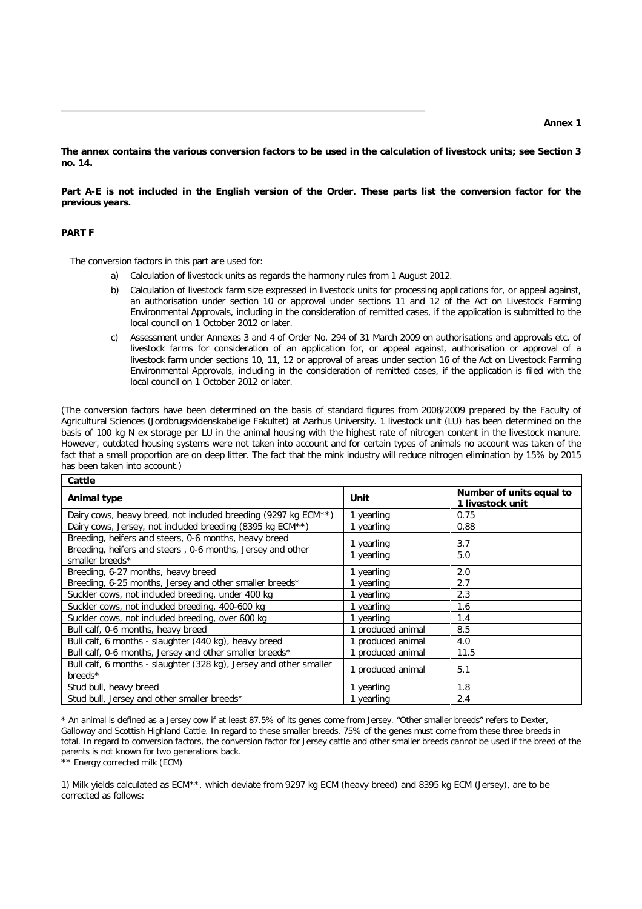**Annex 1**

**The annex contains the various conversion factors to be used in the calculation of livestock units; see Section 3 no. 14.**

**Part A-E is not included in the English version of the Order. These parts list the conversion factor for the previous years.**

**PART F**

The conversion factors in this part are used for:

a) Calculation of livestock units as regards the harmony rules from 1 August 2012.

b) Calculation of livestock farm size expressed in livestock units for processing applications for, or appeal against, an authorisation under section 10 or approval under sections 11 and 12 of the Act on Livestock Farming Environmental Approvals, including in the consideration of remitted cases, if the application is submitted to the local council on 1 October 2012 or later.

c) Assessment under Annexes 3 and 4 of Order No. 294 of 31 March 2009 on authorisations and approvals etc. of livestock farms for consideration of an application for, or appeal against, authorisation or approval of a livestock farm under sections 10, 11, 12 or approval of areas under section 16 of the Act on Livestock Farming Environmental Approvals, including in the consideration of remitted cases, if the application is filed with the local council on 1 October 2012 or later.

(The conversion factors have been determined on the basis of standard figures from 2008/2009 prepared by the Faculty of Agricultural Sciences (Jordbrugsvidenskabelige Fakultet) at Aarhus University. 1 livestock unit (LU) has been determined on the basis of 100 kg N ex storage per LU in the animal housing with the highest rate of nitrogen content in the livestock manure. However, outdated housing systems were not taken into account and for certain types of animals no account was taken of the fact that a small proportion are on deep litter. The fact that the mink industry will reduce nitrogen elimination by 15% by 2015 has been taken into account.)

| **Cattle** | | |
|---|---|---|
| **Animal type** | **Unit** | **Number of units equal to 1 livestock unit** |
| Dairy cows, heavy breed, not included breeding (9297 kg ECM**) | 1 yearling | 0.75 |
| Dairy cows, Jersey, not included breeding (8395 kg ECM**) | 1 yearling | 0.88 |
| Breeding, heifers and steers, 0-6 months, heavy breed<br>Breeding, heifers and steers , 0-6 months, Jersey and other smaller breeds* | 1 yearling<br>1 yearling | 3.7<br>5.0 |
| Breeding, 6-27 months, heavy breed<br>Breeding, 6-25 months, Jersey and other smaller breeds* | 1 yearling<br>1 yearling | 2.0<br>2.7 |
| Suckler cows, not included breeding, under 400 kg | 1 yearling | 2.3 |
| Suckler cows, not included breeding, 400-600 kg | 1 yearling | 1.6 |
| Suckler cows, not included breeding, over 600 kg | 1 yearling | 1.4 |
| Bull calf, 0-6 months, heavy breed | 1 produced animal | 8.5 |
| Bull calf, 6 months - slaughter (440 kg), heavy breed | 1 produced animal | 4.0 |
| Bull calf, 0-6 months, Jersey and other smaller breeds* | 1 produced animal | 11.5 |
| Bull calf, 6 months - slaughter (328 kg), Jersey and other smaller breeds* | 1 produced animal | 5.1 |
| Stud bull, heavy breed | 1 yearling | 1.8 |
| Stud bull, Jersey and other smaller breeds* | 1 yearling | 2.4 |

\* An animal is defined as a Jersey cow if at least 87.5% of its genes come from Jersey. "Other smaller breeds" refers to Dexter, Galloway and Scottish Highland Cattle. In regard to these smaller breeds, 75% of the genes must come from these three breeds in total. In regard to conversion factors, the conversion factor for Jersey cattle and other smaller breeds cannot be used if the breed of the parents is not known for two generations back.

** Energy corrected milk (ECM)

1) Milk yields calculated as ECM**, which deviate from 9297 kg ECM (heavy breed) and 8395 kg ECM (Jersey), are to be corrected as follows: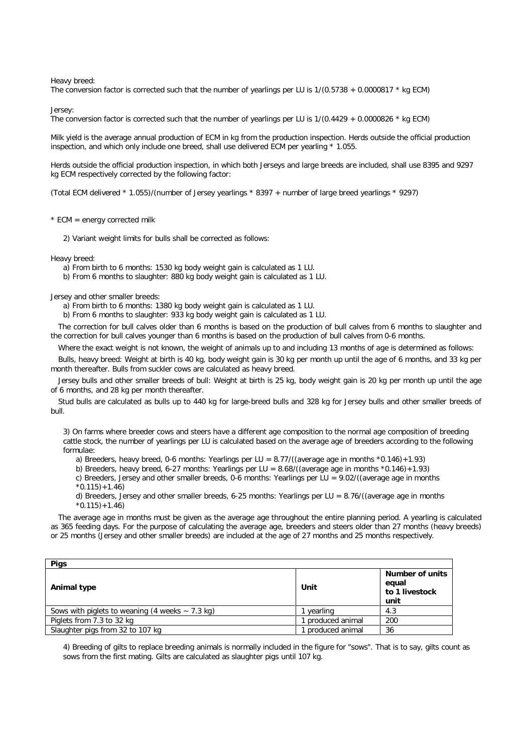Heavy breed:
The conversion factor is corrected such that the number of yearlings per LU is 1/(0.5738 + 0.0000817 * kg ECM)

Jersey:
The conversion factor is corrected such that the number of yearlings per LU is 1/(0.4429 + 0.0000826 * kg ECM)

Milk yield is the average annual production of ECM in kg from the production inspection. Herds outside the official production inspection, and which only include one breed, shall use delivered ECM per yearling * 1.055.

Herds outside the official production inspection, in which both Jerseys and large breeds are included, shall use 8395 and 9297 kg ECM respectively corrected by the following factor:

(Total ECM delivered * 1.055)/(number of Jersey yearlings * 8397 + number of large breed yearlings * 9297)

* ECM = energy corrected milk

2) Variant weight limits for bulls shall be corrected as follows:

Heavy breed:

a) From birth to 6 months: 1530 kg body weight gain is calculated as 1 LU.
b) From 6 months to slaughter: 880 kg body weight gain is calculated as 1 LU.

Jersey and other smaller breeds:

a) From birth to 6 months: 1380 kg body weight gain is calculated as 1 LU.
b) From 6 months to slaughter: 933 kg body weight gain is calculated as 1 LU.

The correction for bull calves older than 6 months is based on the production of bull calves from 6 months to slaughter and the correction for bull calves younger than 6 months is based on the production of bull calves from 0-6 months.

Where the exact weight is not known, the weight of animals up to and including 13 months of age is determined as follows:

Bulls, heavy breed: Weight at birth is 40 kg, body weight gain is 30 kg per month up until the age of 6 months, and 33 kg per month thereafter. Bulls from suckler cows are calculated as heavy breed.

Jersey bulls and other smaller breeds of bull: Weight at birth is 25 kg, body weight gain is 20 kg per month up until the age of 6 months, and 28 kg per month thereafter.

Stud bulls are calculated as bulls up to 440 kg for large-breed bulls and 328 kg for Jersey bulls and other smaller breeds of bull.

3) On farms where breeder cows and steers have a different age composition to the normal age composition of breeding cattle stock, the number of yearlings per LU is calculated based on the average age of breeders according to the following formulae:

a) Breeders, heavy breed, 0-6 months: Yearlings per LU = 8.77/((average age in months *0.146)+1.93)
b) Breeders, heavy breed, 6-27 months: Yearlings per LU = 8.68/((average age in months *0.146)+1.93)
c) Breeders, Jersey and other smaller breeds, 0-6 months: Yearlings per LU = 9.02/((average age in months *0.115)+1.46)
d) Breeders, Jersey and other smaller breeds, 6-25 months: Yearlings per LU = 8.76/((average age in months *0.115)+1.46)

The average age in months must be given as the average age throughout the entire planning period. A yearling is calculated as 365 feeding days. For the purpose of calculating the average age, breeders and steers older than 27 months (heavy breeds) or 25 months (Jersey and other smaller breeds) are included at the age of 27 months and 25 months respectively.

| **Pigs** | | |
|---|---|---|
| **Animal type** | **Unit** | **Number of units equal to 1 livestock unit** |
| Sows with piglets to weaning (4 weeks ~ 7.3 kg) | 1 yearling | 4.3 |
| Piglets from 7.3 to 32 kg | 1 produced animal | 200 |
| Slaughter pigs from 32 to 107 kg | 1 produced animal | 36 |

4) Breeding of gilts to replace breeding animals is normally included in the figure for "sows". That is to say, gilts count as sows from the first mating. Gilts are calculated as slaughter pigs until 107 kg.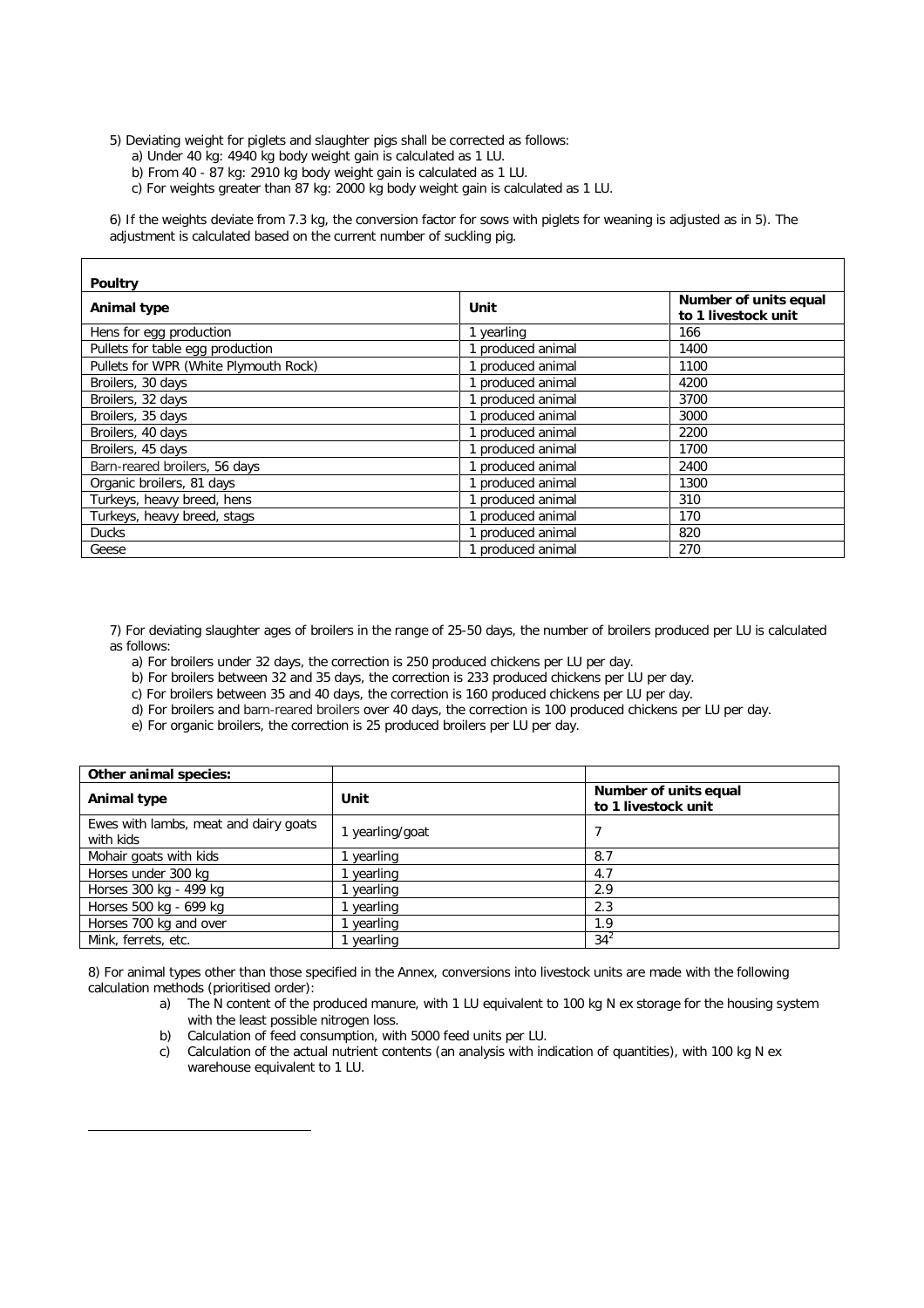5) Deviating weight for piglets and slaughter pigs shall be corrected as follows:

a) Under 40 kg: 4940 kg body weight gain is calculated as 1 LU.
b) From 40 - 87 kg: 2910 kg body weight gain is calculated as 1 LU.
c) For weights greater than 87 kg: 2000 kg body weight gain is calculated as 1 LU.

6) If the weights deviate from 7.3 kg, the conversion factor for sows with piglets for weaning is adjusted as in 5). The adjustment is calculated based on the current number of suckling pig.

| **Poultry** | | |
|---|---|---|
| **Animal type** | **Unit** | **Number of units equal to 1 livestock unit** |
| Hens for egg production | 1 yearling | 166 |
| Pullets for table egg production | 1 produced animal | 1400 |
| Pullets for WPR (White Plymouth Rock) | 1 produced animal | 1100 |
| Broilers, 30 days | 1 produced animal | 4200 |
| Broilers, 32 days | 1 produced animal | 3700 |
| Broilers, 35 days | 1 produced animal | 3000 |
| Broilers, 40 days | 1 produced animal | 2200 |
| Broilers, 45 days | 1 produced animal | 1700 |
| Barn-reared broilers, 56 days | 1 produced animal | 2400 |
| Organic broilers, 81 days | 1 produced animal | 1300 |
| Turkeys, heavy breed, hens | 1 produced animal | 310 |
| Turkeys, heavy breed, stags | 1 produced animal | 170 |
| Ducks | 1 produced animal | 820 |
| Geese | 1 produced animal | 270 |

7) For deviating slaughter ages of broilers in the range of 25-50 days, the number of broilers produced per LU is calculated as follows:

a) For broilers under 32 days, the correction is 250 produced chickens per LU per day.
b) For broilers between 32 and 35 days, the correction is 233 produced chickens per LU per day.
c) For broilers between 35 and 40 days, the correction is 160 produced chickens per LU per day.
d) For broilers and barn-reared broilers over 40 days, the correction is 100 produced chickens per LU per day.
e) For organic broilers, the correction is 25 produced broilers per LU per day.

| **Other animal species:** | | |
|---|---|---|
| **Animal type** | **Unit** | **Number of units equal to 1 livestock unit** |
| Ewes with lambs, meat and dairy goats with kids | 1 yearling/goat | 7 |
| Mohair goats with kids | 1 yearling | 8.7 |
| Horses under 300 kg | 1 yearling | 4.7 |
| Horses 300 kg - 499 kg | 1 yearling | 2.9 |
| Horses 500 kg - 699 kg | 1 yearling | 2.3 |
| Horses 700 kg and over | 1 yearling | 1.9 |
| Mink, ferrets, etc. | 1 yearling | 34[2] |

8) For animal types other than those specified in the Annex, conversions into livestock units are made with the following calculation methods (prioritised order):

a) The N content of the produced manure, with 1 LU equivalent to 100 kg N ex storage for the housing system with the least possible nitrogen loss.
b) Calculation of feed consumption, with 5000 feed units per LU.
c) Calculation of the actual nutrient contents (an analysis with indication of quantities), with 100 kg N ex warehouse equivalent to 1 LU.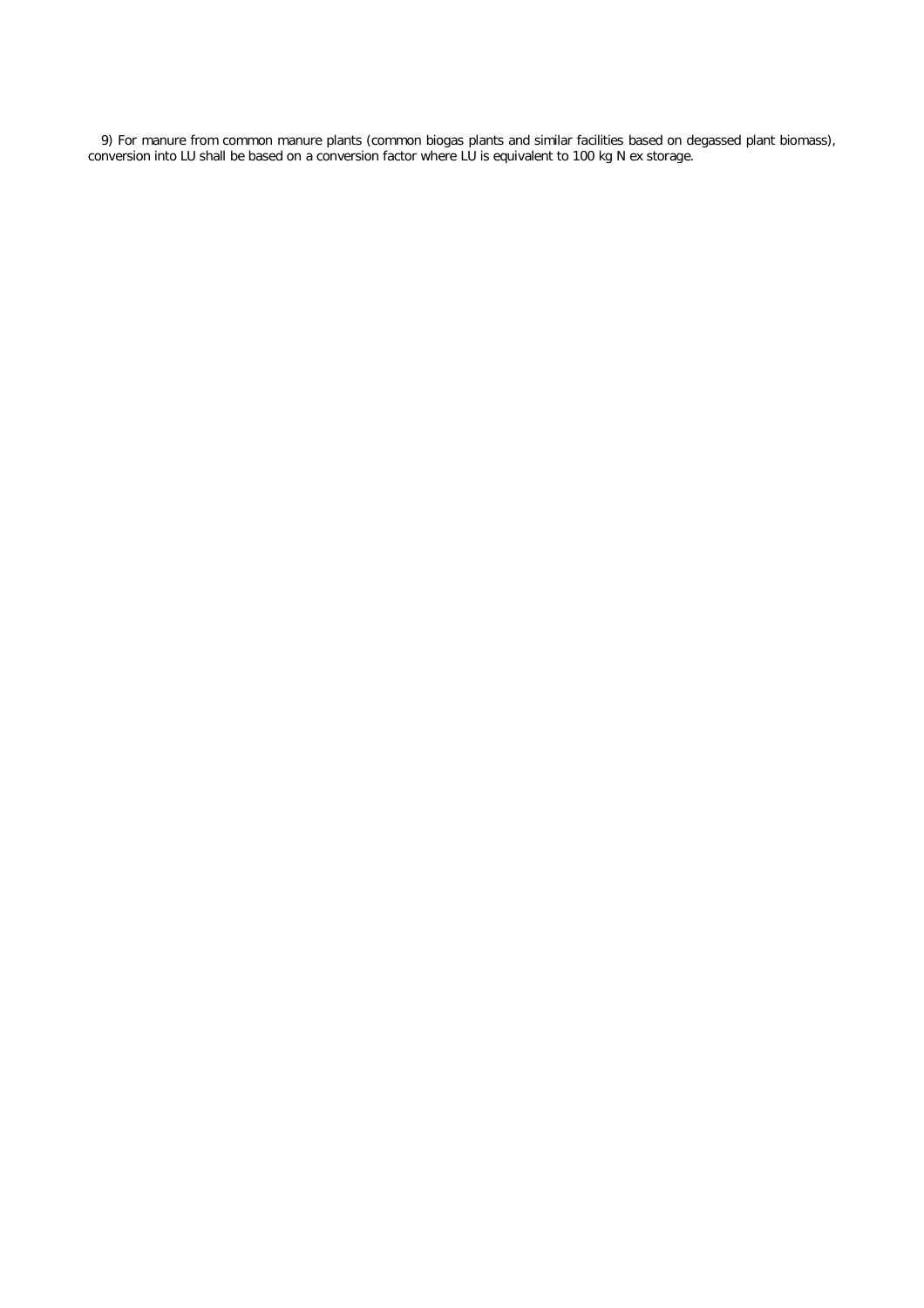9) For manure from common manure plants (common biogas plants and similar facilities based on degassed plant biomass), conversion into LU shall be based on a conversion factor where LU is equivalent to 100 kg N ex storage.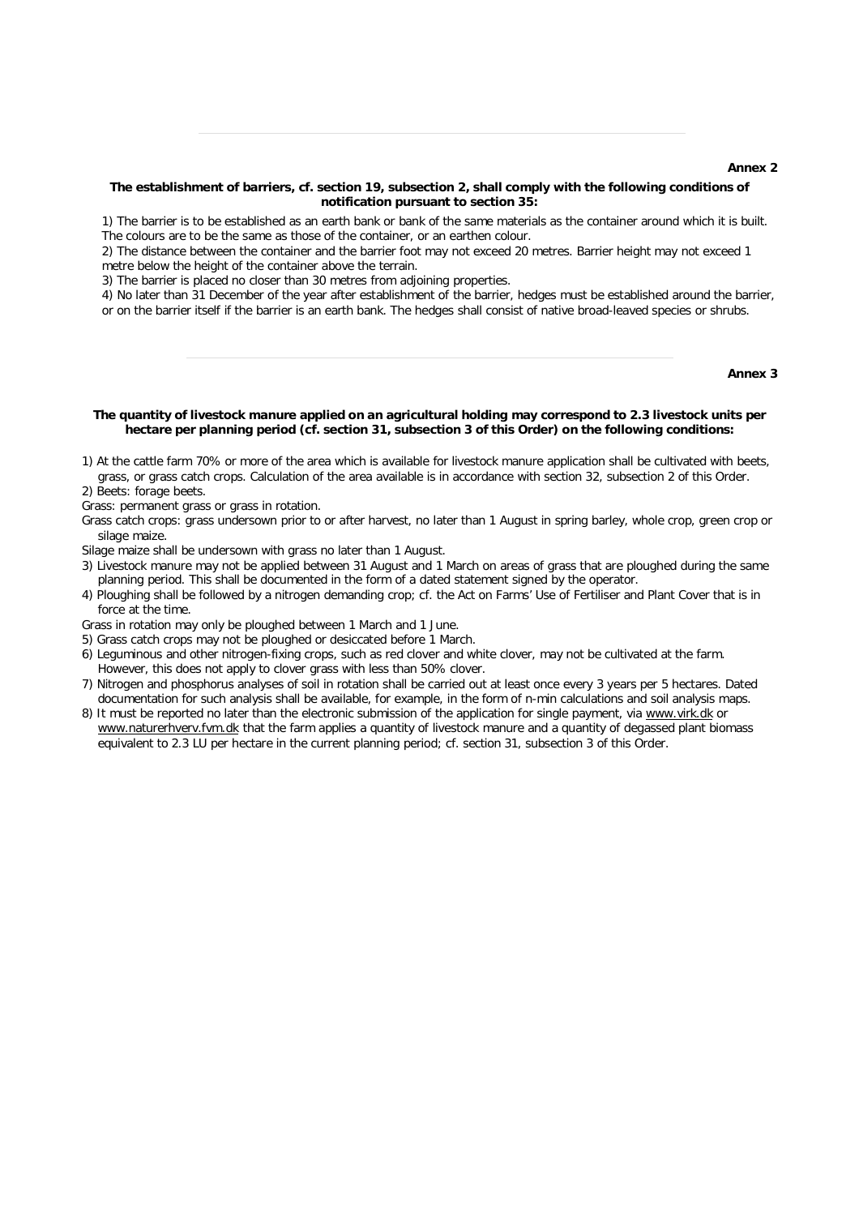---

**Annex 2**

**The establishment of barriers, cf. section 19, subsection 2, shall comply with the following conditions of notification pursuant to section 35:**

1) The barrier is to be established as an earth bank or bank of the same materials as the container around which it is built. The colours are to be the same as those of the container, or an earthen colour.

2) The distance between the container and the barrier foot may not exceed 20 metres. Barrier height may not exceed 1 metre below the height of the container above the terrain.

3) The barrier is placed no closer than 30 metres from adjoining properties.

4) No later than 31 December of the year after establishment of the barrier, hedges must be established around the barrier, or on the barrier itself if the barrier is an earth bank. The hedges shall consist of native broad-leaved species or shrubs.

---

**Annex 3**

**The quantity of livestock manure applied on an agricultural holding may correspond to 2.3 livestock units per hectare per planning period (cf. section 31, subsection 3 of this Order) on the following conditions:**

1) At the cattle farm 70% or more of the area which is available for livestock manure application shall be cultivated with beets, grass, or grass catch crops. Calculation of the area available is in accordance with section 32, subsection 2 of this Order.

2) Beets: forage beets.

Grass: permanent grass or grass in rotation.

Grass catch crops: grass undersown prior to or after harvest, no later than 1 August in spring barley, whole crop, green crop or silage maize.

Silage maize shall be undersown with grass no later than 1 August.

3) Livestock manure may not be applied between 31 August and 1 March on areas of grass that are ploughed during the same planning period. This shall be documented in the form of a dated statement signed by the operator.

4) Ploughing shall be followed by a nitrogen demanding crop; cf. the Act on Farms' Use of Fertiliser and Plant Cover that is in force at the time.

Grass in rotation may only be ploughed between 1 March and 1 June.

5) Grass catch crops may not be ploughed or desiccated before 1 March.

6) Leguminous and other nitrogen-fixing crops, such as red clover and white clover, may not be cultivated at the farm. However, this does not apply to clover grass with less than 50% clover.

7) Nitrogen and phosphorus analyses of soil in rotation shall be carried out at least once every 3 years per 5 hectares. Dated documentation for such analysis shall be available, for example, in the form of n-min calculations and soil analysis maps.

8) It must be reported no later than the electronic submission of the application for single payment, via www.virk.dk or www.naturerhverv.fvm.dk that the farm applies a quantity of livestock manure and a quantity of degassed plant biomass equivalent to 2.3 LU per hectare in the current planning period; cf. section 31, subsection 3 of this Order.